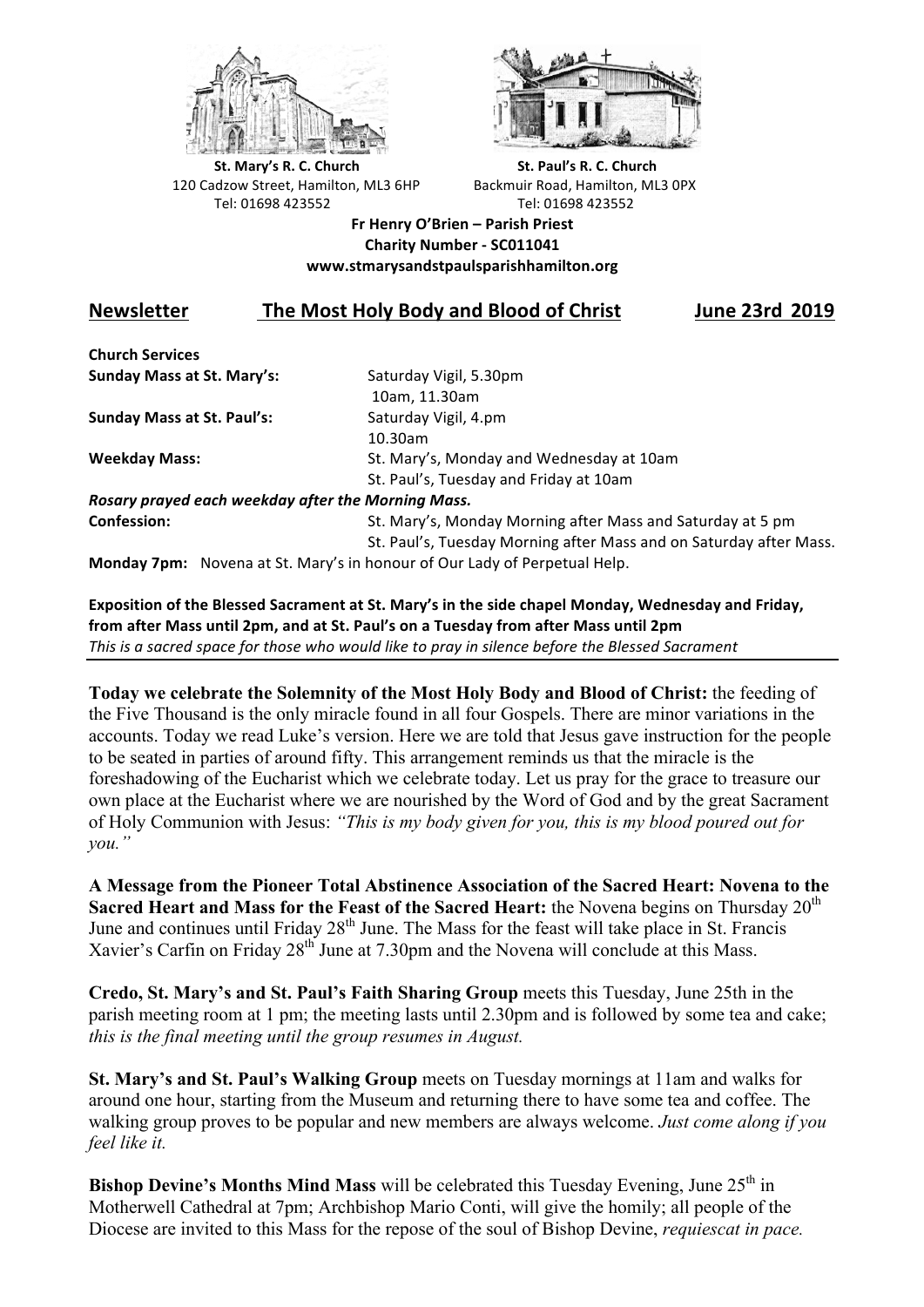**St. Mary's R. C. Church**
120 Cadzow Street, Hamilton, ML3 6HP
Tel: 01698 423552

**St. Paul's R. C. Church**
Backmuir Road, Hamilton, ML3 0PX
Tel: 01698 423552

**Fr Henry O'Brien – Parish Priest**
**Charity Number - SC011041**
**www.stmarysandstpaulsparishhamilton.org**

## Newsletter The Most Holy Body and Blood of Christ June 23rd 2019

**Church Services**

| | |
|---|---|
| **Sunday Mass at St. Mary's:** | Saturday Vigil, 5.30pm |
| | 10am, 11.30am |
| **Sunday Mass at St. Paul's:** | Saturday Vigil, 4.pm |
| | 10.30am |
| **Weekday Mass:** | St. Mary's, Monday and Wednesday at 10am |
| | St. Paul's, Tuesday and Friday at 10am |

***Rosary prayed each weekday after the Morning Mass.***

| | |
|---|---|
| **Confession:** | St. Mary's, Monday Morning after Mass and Saturday at 5 pm |
| | St. Paul's, Tuesday Morning after Mass and on Saturday after Mass. |

**Monday 7pm:** Novena at St. Mary's in honour of Our Lady of Perpetual Help.

**Exposition of the Blessed Sacrament at St. Mary's in the side chapel Monday, Wednesday and Friday, from after Mass until 2pm, and at St. Paul's on a Tuesday from after Mass until 2pm**
*This is a sacred space for those who would like to pray in silence before the Blessed Sacrament*

---

**Today we celebrate the Solemnity of the Most Holy Body and Blood of Christ:** the feeding of the Five Thousand is the only miracle found in all four Gospels. There are minor variations in the accounts. Today we read Luke's version. Here we are told that Jesus gave instruction for the people to be seated in parties of around fifty. This arrangement reminds us that the miracle is the foreshadowing of the Eucharist which we celebrate today. Let us pray for the grace to treasure our own place at the Eucharist where we are nourished by the Word of God and by the great Sacrament of Holy Communion with Jesus: *"This is my body given for you, this is my blood poured out for you."*

**A Message from the Pioneer Total Abstinence Association of the Sacred Heart: Novena to the Sacred Heart and Mass for the Feast of the Sacred Heart:** the Novena begins on Thursday 20th June and continues until Friday 28th June. The Mass for the feast will take place in St. Francis Xavier's Carfin on Friday 28th June at 7.30pm and the Novena will conclude at this Mass.

**Credo, St. Mary's and St. Paul's Faith Sharing Group** meets this Tuesday, June 25th in the parish meeting room at 1 pm; the meeting lasts until 2.30pm and is followed by some tea and cake; *this is the final meeting until the group resumes in August.*

**St. Mary's and St. Paul's Walking Group** meets on Tuesday mornings at 11am and walks for around one hour, starting from the Museum and returning there to have some tea and coffee. The walking group proves to be popular and new members are always welcome. *Just come along if you feel like it.*

**Bishop Devine's Months Mind Mass** will be celebrated this Tuesday Evening, June 25th in Motherwell Cathedral at 7pm; Archbishop Mario Conti, will give the homily; all people of the Diocese are invited to this Mass for the repose of the soul of Bishop Devine, *requiescat in pace.*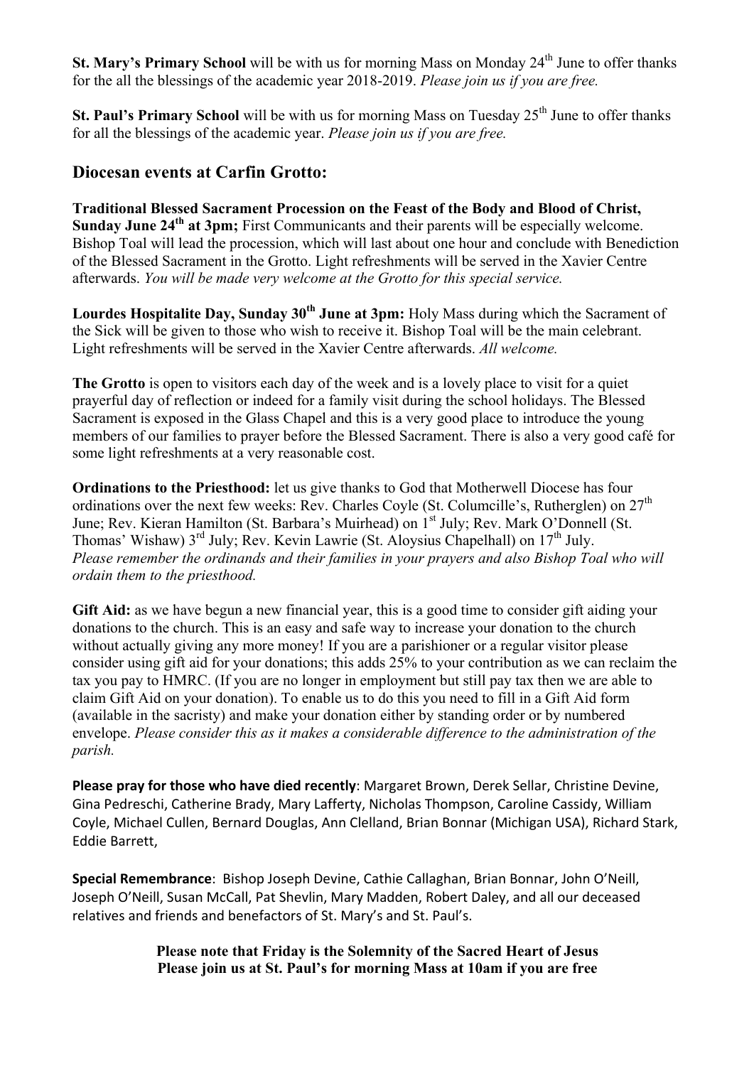**St. Mary's Primary School** will be with us for morning Mass on Monday 24th June to offer thanks for the all the blessings of the academic year 2018-2019. *Please join us if you are free.*

**St. Paul's Primary School** will be with us for morning Mass on Tuesday 25th June to offer thanks for all the blessings of the academic year. *Please join us if you are free.*

## Diocesan events at Carfin Grotto:

**Traditional Blessed Sacrament Procession on the Feast of the Body and Blood of Christ, Sunday June 24th at 3pm;** First Communicants and their parents will be especially welcome. Bishop Toal will lead the procession, which will last about one hour and conclude with Benediction of the Blessed Sacrament in the Grotto. Light refreshments will be served in the Xavier Centre afterwards. *You will be made very welcome at the Grotto for this special service.*

**Lourdes Hospitalite Day, Sunday 30th June at 3pm:** Holy Mass during which the Sacrament of the Sick will be given to those who wish to receive it. Bishop Toal will be the main celebrant. Light refreshments will be served in the Xavier Centre afterwards. *All welcome.*

**The Grotto** is open to visitors each day of the week and is a lovely place to visit for a quiet prayerful day of reflection or indeed for a family visit during the school holidays. The Blessed Sacrament is exposed in the Glass Chapel and this is a very good place to introduce the young members of our families to prayer before the Blessed Sacrament. There is also a very good café for some light refreshments at a very reasonable cost.

**Ordinations to the Priesthood:** let us give thanks to God that Motherwell Diocese has four ordinations over the next few weeks: Rev. Charles Coyle (St. Columcille's, Rutherglen) on 27th June; Rev. Kieran Hamilton (St. Barbara's Muirhead) on 1st July; Rev. Mark O'Donnell (St. Thomas' Wishaw) 3rd July; Rev. Kevin Lawrie (St. Aloysius Chapelhall) on 17th July.
*Please remember the ordinands and their families in your prayers and also Bishop Toal who will ordain them to the priesthood.*

**Gift Aid:** as we have begun a new financial year, this is a good time to consider gift aiding your donations to the church. This is an easy and safe way to increase your donation to the church without actually giving any more money! If you are a parishioner or a regular visitor please consider using gift aid for your donations; this adds 25% to your contribution as we can reclaim the tax you pay to HMRC. (If you are no longer in employment but still pay tax then we are able to claim Gift Aid on your donation). To enable us to do this you need to fill in a Gift Aid form (available in the sacristy) and make your donation either by standing order or by numbered envelope. *Please consider this as it makes a considerable difference to the administration of the parish.*

**Please pray for those who have died recently**: Margaret Brown, Derek Sellar, Christine Devine, Gina Pedreschi, Catherine Brady, Mary Lafferty, Nicholas Thompson, Caroline Cassidy, William Coyle, Michael Cullen, Bernard Douglas, Ann Clelland, Brian Bonnar (Michigan USA), Richard Stark, Eddie Barrett,

**Special Remembrance**: Bishop Joseph Devine, Cathie Callaghan, Brian Bonnar, John O'Neill, Joseph O'Neill, Susan McCall, Pat Shevlin, Mary Madden, Robert Daley, and all our deceased relatives and friends and benefactors of St. Mary's and St. Paul's.

**Please note that Friday is the Solemnity of the Sacred Heart of Jesus**
**Please join us at St. Paul's for morning Mass at 10am if you are free**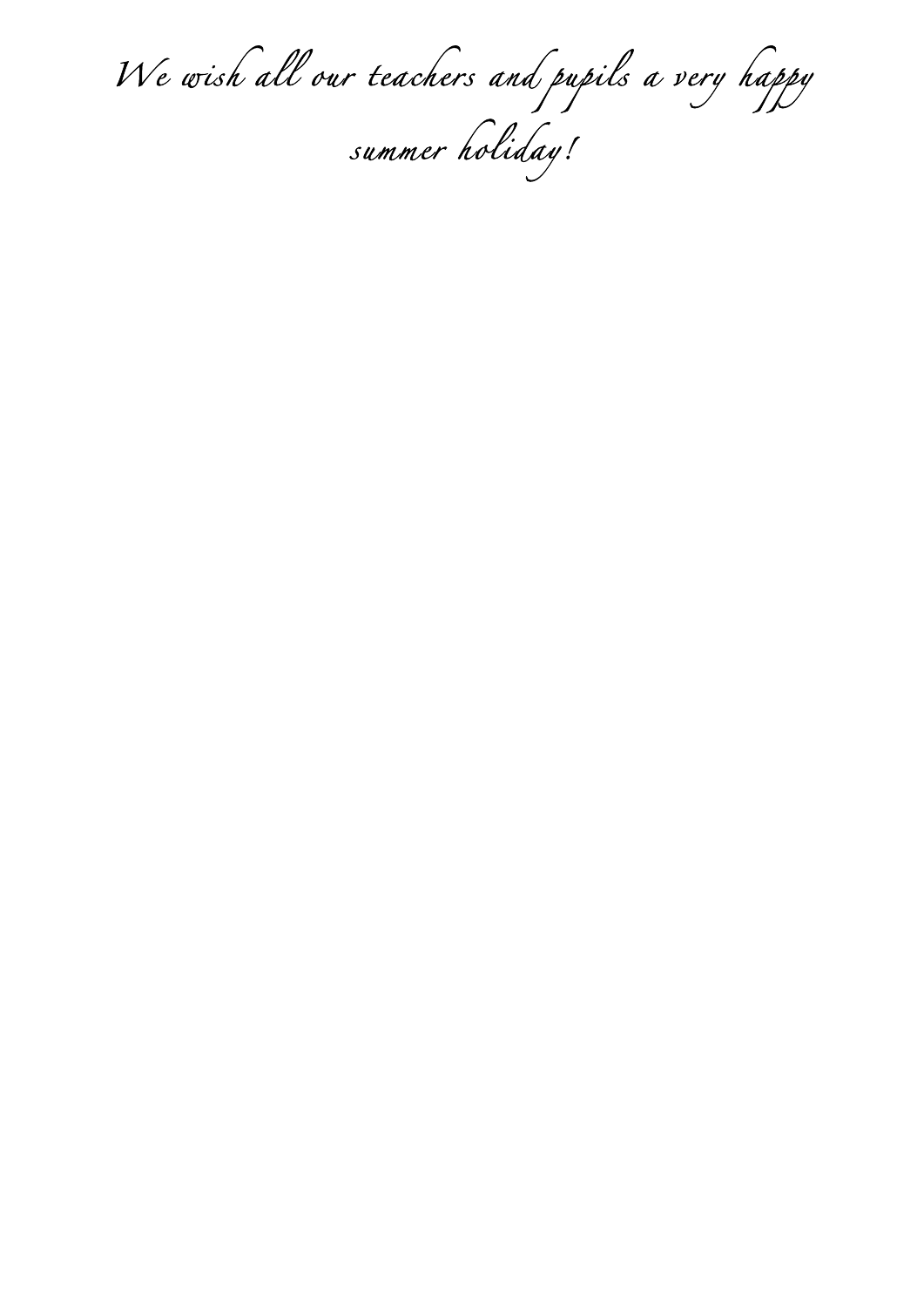*We wish all our teachers and pupils a very happy summer holiday!*